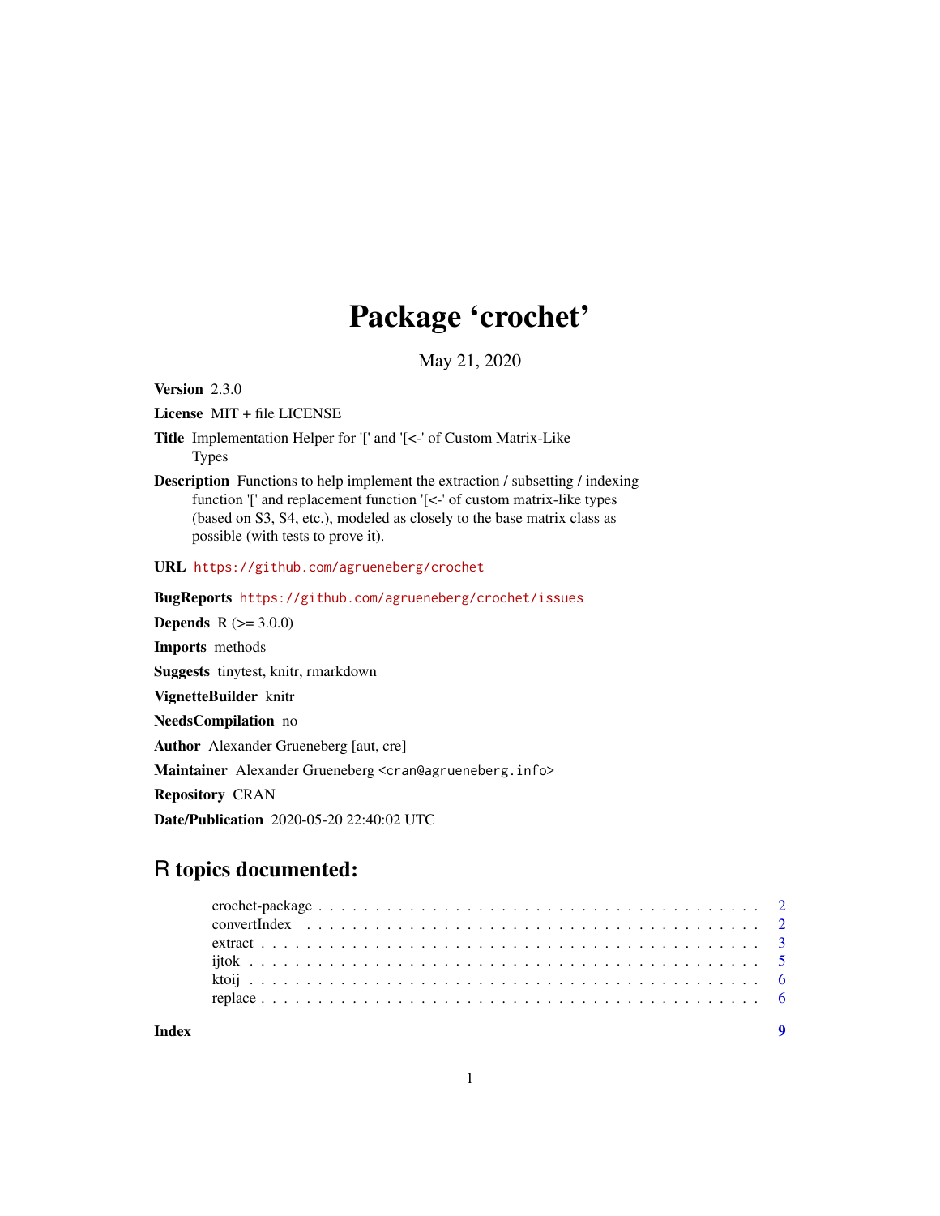# Package 'crochet'

May 21, 2020

**Version** 2.3.0

**License** MIT + file LICENSE

**Title** Implementation Helper for '[' and '[<-' of Custom Matrix-Like Types

**Description** Functions to help implement the extraction / subsetting / indexing function '[' and replacement function '[<-' of custom matrix-like types (based on S3, S4, etc.), modeled as closely to the base matrix class as possible (with tests to prove it).

**URL** https://github.com/agrueneberg/crochet

**BugReports** https://github.com/agrueneberg/crochet/issues

**Depends** R (>= 3.0.0)

**Imports** methods

**Suggests** tinytest, knitr, rmarkdown

**VignetteBuilder** knitr

**NeedsCompilation** no

**Author** Alexander Grueneberg [aut, cre]

**Maintainer** Alexander Grueneberg <cran@agrueneberg.info>

**Repository** CRAN

**Date/Publication** 2020-05-20 22:40:02 UTC

## R topics documented:

- crochet-package . . . . . . . . . . . . . . . . . . . . . . . . . . . . . . . . . . . . . . 2
- convertIndex . . . . . . . . . . . . . . . . . . . . . . . . . . . . . . . . . . . . . . . . 2
- extract . . . . . . . . . . . . . . . . . . . . . . . . . . . . . . . . . . . . . . . . . . . 3
- ijtok . . . . . . . . . . . . . . . . . . . . . . . . . . . . . . . . . . . . . . . . . . . . 5
- ktoij . . . . . . . . . . . . . . . . . . . . . . . . . . . . . . . . . . . . . . . . . . . . 6
- replace . . . . . . . . . . . . . . . . . . . . . . . . . . . . . . . . . . . . . . . . . . . 6

**Index** 9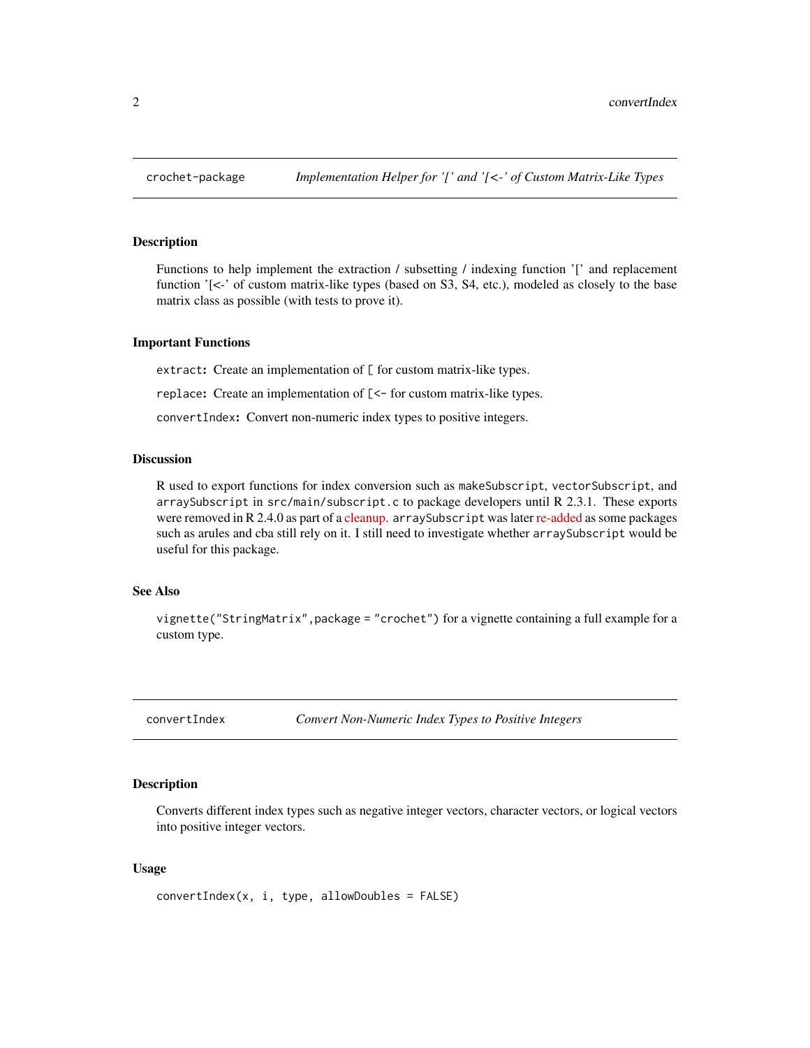## crochet-package — *Implementation Helper for '[' and '[<-' of Custom Matrix-Like Types*

### Description

Functions to help implement the extraction / subsetting / indexing function '[' and replacement function '[<-' of custom matrix-like types (based on S3, S4, etc.), modeled as closely to the base matrix class as possible (with tests to prove it).

### Important Functions

`extract`: Create an implementation of `[` for custom matrix-like types.

`replace`: Create an implementation of `[<-` for custom matrix-like types.

`convertIndex`: Convert non-numeric index types to positive integers.

### Discussion

R used to export functions for index conversion such as `makeSubscript`, `vectorSubscript`, and `arraySubscript` in `src/main/subscript.c` to package developers until R 2.3.1. These exports were removed in R 2.4.0 as part of a cleanup. `arraySubscript` was later re-added as some packages such as arules and cba still rely on it. I still need to investigate whether `arraySubscript` would be useful for this package.

### See Also

`vignette("StringMatrix", package = "crochet")` for a vignette containing a full example for a custom type.

## convertIndex — *Convert Non-Numeric Index Types to Positive Integers*

### Description

Converts different index types such as negative integer vectors, character vectors, or logical vectors into positive integer vectors.

### Usage

```
convertIndex(x, i, type, allowDoubles = FALSE)
```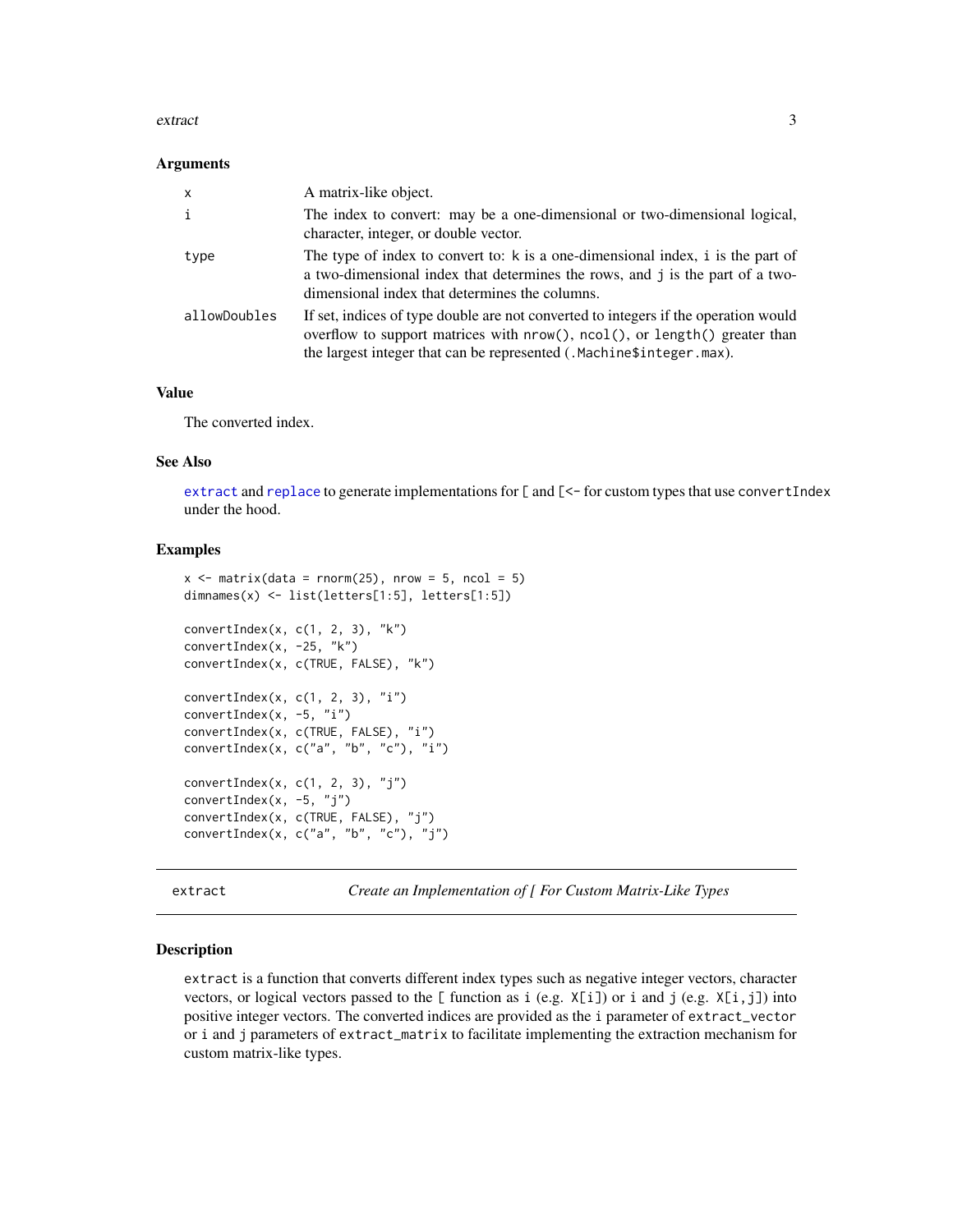### Arguments

| | |
|---|---|
| x | A matrix-like object. |
| i | The index to convert: may be a one-dimensional or two-dimensional logical, character, integer, or double vector. |
| type | The type of index to convert to: k is a one-dimensional index, i is the part of a two-dimensional index that determines the rows, and j is the part of a two-dimensional index that determines the columns. |
| allowDoubles | If set, indices of type double are not converted to integers if the operation would overflow to support matrices with nrow(), ncol(), or length() greater than the largest integer that can be represented (.Machine$integer.max). |

### Value

The converted index.

### See Also

extract and replace to generate implementations for [ and [<- for custom types that use convertIndex under the hood.

### Examples

```
x <- matrix(data = rnorm(25), nrow = 5, ncol = 5)
dimnames(x) <- list(letters[1:5], letters[1:5])

convertIndex(x, c(1, 2, 3), "k")
convertIndex(x, -25, "k")
convertIndex(x, c(TRUE, FALSE), "k")

convertIndex(x, c(1, 2, 3), "i")
convertIndex(x, -5, "i")
convertIndex(x, c(TRUE, FALSE), "i")
convertIndex(x, c("a", "b", "c"), "i")

convertIndex(x, c(1, 2, 3), "j")
convertIndex(x, -5, "j")
convertIndex(x, c(TRUE, FALSE), "j")
convertIndex(x, c("a", "b", "c"), "j")
```

---

## extract — *Create an Implementation of [ For Custom Matrix-Like Types*

---

### Description

extract is a function that converts different index types such as negative integer vectors, character vectors, or logical vectors passed to the [ function as i (e.g. X[i]) or i and j (e.g. X[i,j]) into positive integer vectors. The converted indices are provided as the i parameter of extract_vector or i and j parameters of extract_matrix to facilitate implementing the extraction mechanism for custom matrix-like types.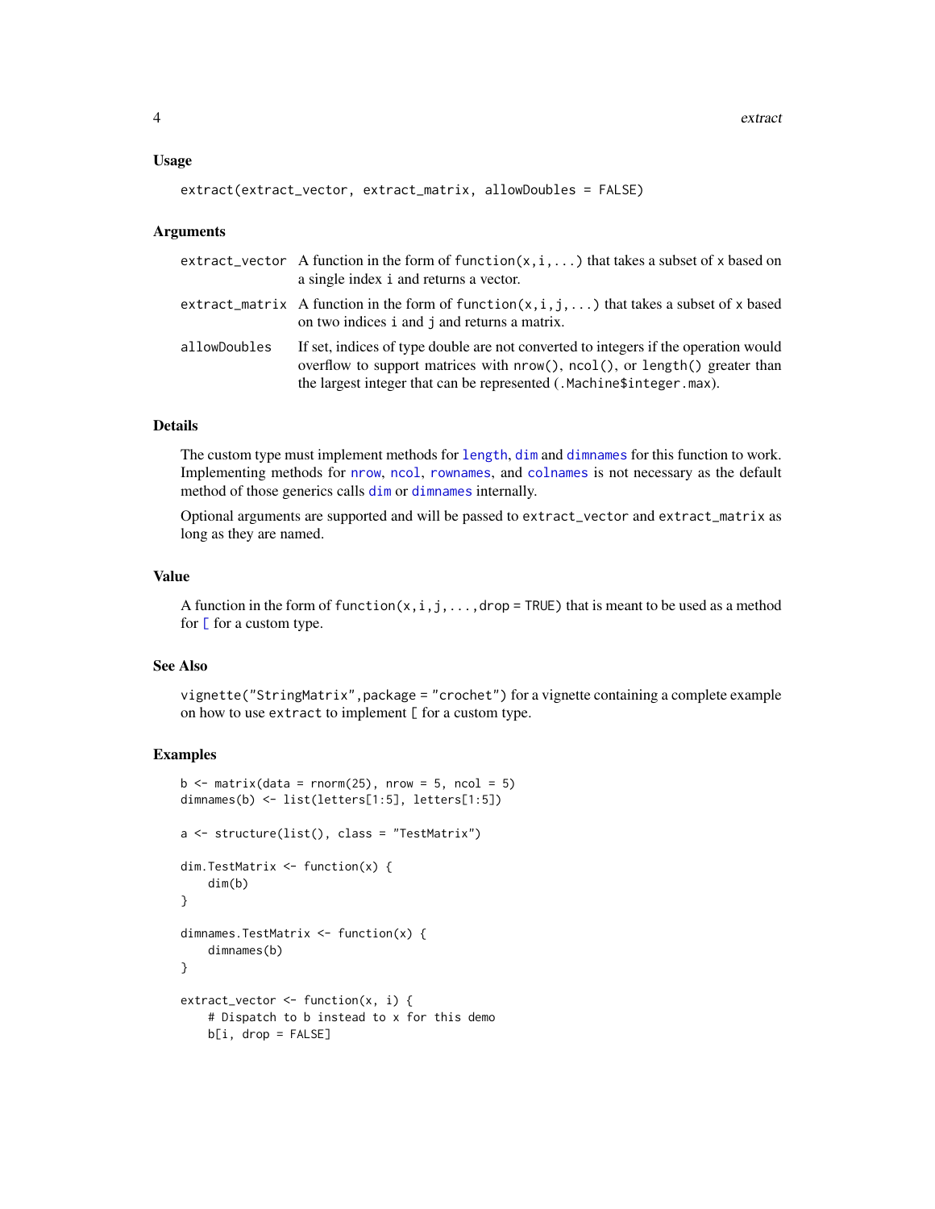## Usage

```
extract(extract_vector, extract_matrix, allowDoubles = FALSE)
```

## Arguments

| | |
|---|---|
| `extract_vector` | A function in the form of `function(x,i,...)` that takes a subset of `x` based on a single index `i` and returns a vector. |
| `extract_matrix` | A function in the form of `function(x,i,j,...)` that takes a subset of `x` based on two indices `i` and `j` and returns a matrix. |
| `allowDoubles` | If set, indices of type double are not converted to integers if the operation would overflow to support matrices with `nrow()`, `ncol()`, or `length()` greater than the largest integer that can be represented (`.Machine$integer.max`). |

## Details

The custom type must implement methods for `length`, `dim` and `dimnames` for this function to work. Implementing methods for `nrow`, `ncol`, `rownames`, and `colnames` is not necessary as the default method of those generics calls `dim` or `dimnames` internally.

Optional arguments are supported and will be passed to `extract_vector` and `extract_matrix` as long as they are named.

## Value

A function in the form of `function(x,i,j,...,drop = TRUE)` that is meant to be used as a method for `[` for a custom type.

## See Also

`vignette("StringMatrix",package = "crochet")` for a vignette containing a complete example on how to use `extract` to implement `[` for a custom type.

## Examples

```
b <- matrix(data = rnorm(25), nrow = 5, ncol = 5)
dimnames(b) <- list(letters[1:5], letters[1:5])

a <- structure(list(), class = "TestMatrix")

dim.TestMatrix <- function(x) {
    dim(b)
}

dimnames.TestMatrix <- function(x) {
    dimnames(b)
}

extract_vector <- function(x, i) {
    # Dispatch to b instead to x for this demo
    b[i, drop = FALSE]
```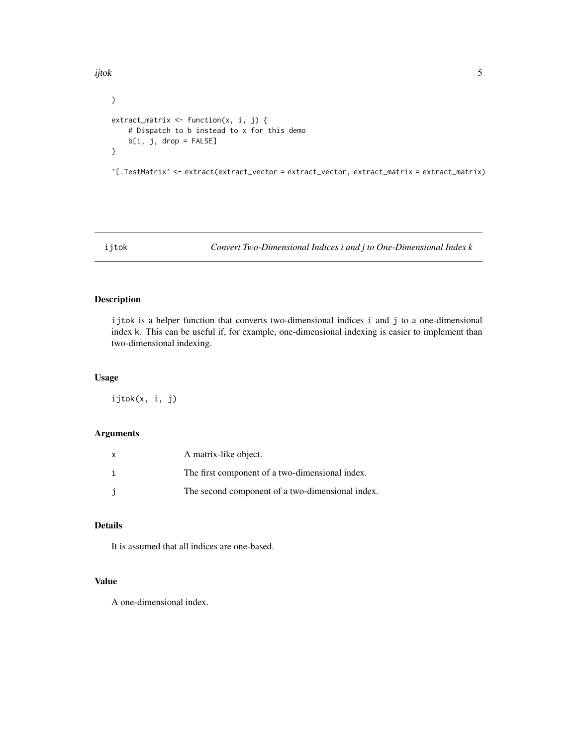```
}

extract_matrix <- function(x, i, j) {
    # Dispatch to b instead to x for this demo
    b[i, j, drop = FALSE]
}

`[.TestMatrix` <- extract(extract_vector = extract_vector, extract_matrix = extract_matrix)
```

---

## ijtok — *Convert Two-Dimensional Indices i and j to One-Dimensional Index k*

### Description

`ijtok` is a helper function that converts two-dimensional indices `i` and `j` to a one-dimensional index `k`. This can be useful if, for example, one-dimensional indexing is easier to implement than two-dimensional indexing.

### Usage

```
ijtok(x, i, j)
```

### Arguments

| | |
|---|---|
| `x` | A matrix-like object. |
| `i` | The first component of a two-dimensional index. |
| `j` | The second component of a two-dimensional index. |

### Details

It is assumed that all indices are one-based.

### Value

A one-dimensional index.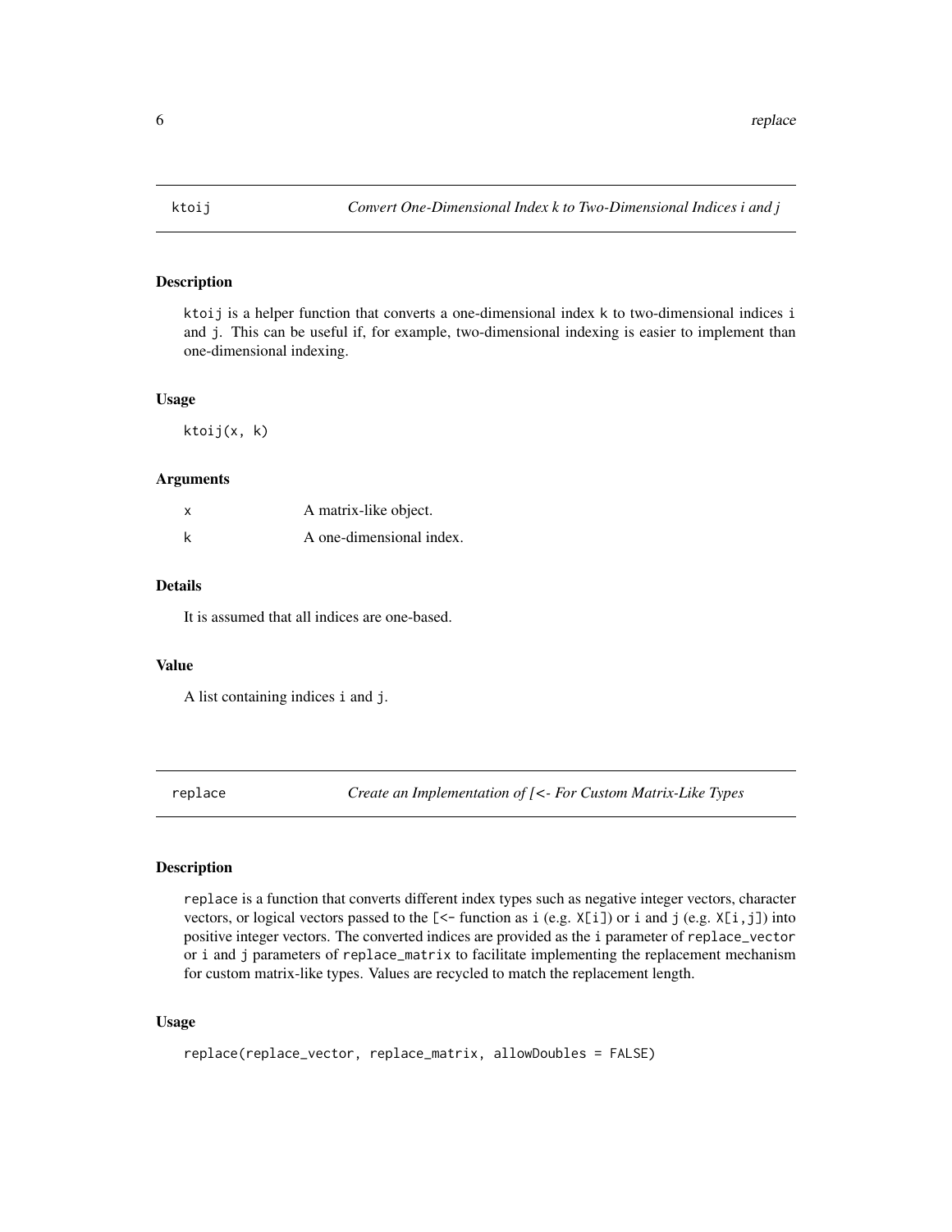## ktoij — *Convert One-Dimensional Index k to Two-Dimensional Indices i and j*

### Description

`ktoij` is a helper function that converts a one-dimensional index `k` to two-dimensional indices `i` and `j`. This can be useful if, for example, two-dimensional indexing is easier to implement than one-dimensional indexing.

### Usage

```
ktoij(x, k)
```

### Arguments

| | |
|---|---|
| `x` | A matrix-like object. |
| `k` | A one-dimensional index. |

### Details

It is assumed that all indices are one-based.

### Value

A list containing indices `i` and `j`.

## replace — *Create an Implementation of [<- For Custom Matrix-Like Types*

### Description

`replace` is a function that converts different index types such as negative integer vectors, character vectors, or logical vectors passed to the `[<-` function as `i` (e.g. `X[i]`) or `i` and `j` (e.g. `X[i,j]`) into positive integer vectors. The converted indices are provided as the `i` parameter of `replace_vector` or `i` and `j` parameters of `replace_matrix` to facilitate implementing the replacement mechanism for custom matrix-like types. Values are recycled to match the replacement length.

### Usage

```
replace(replace_vector, replace_matrix, allowDoubles = FALSE)
```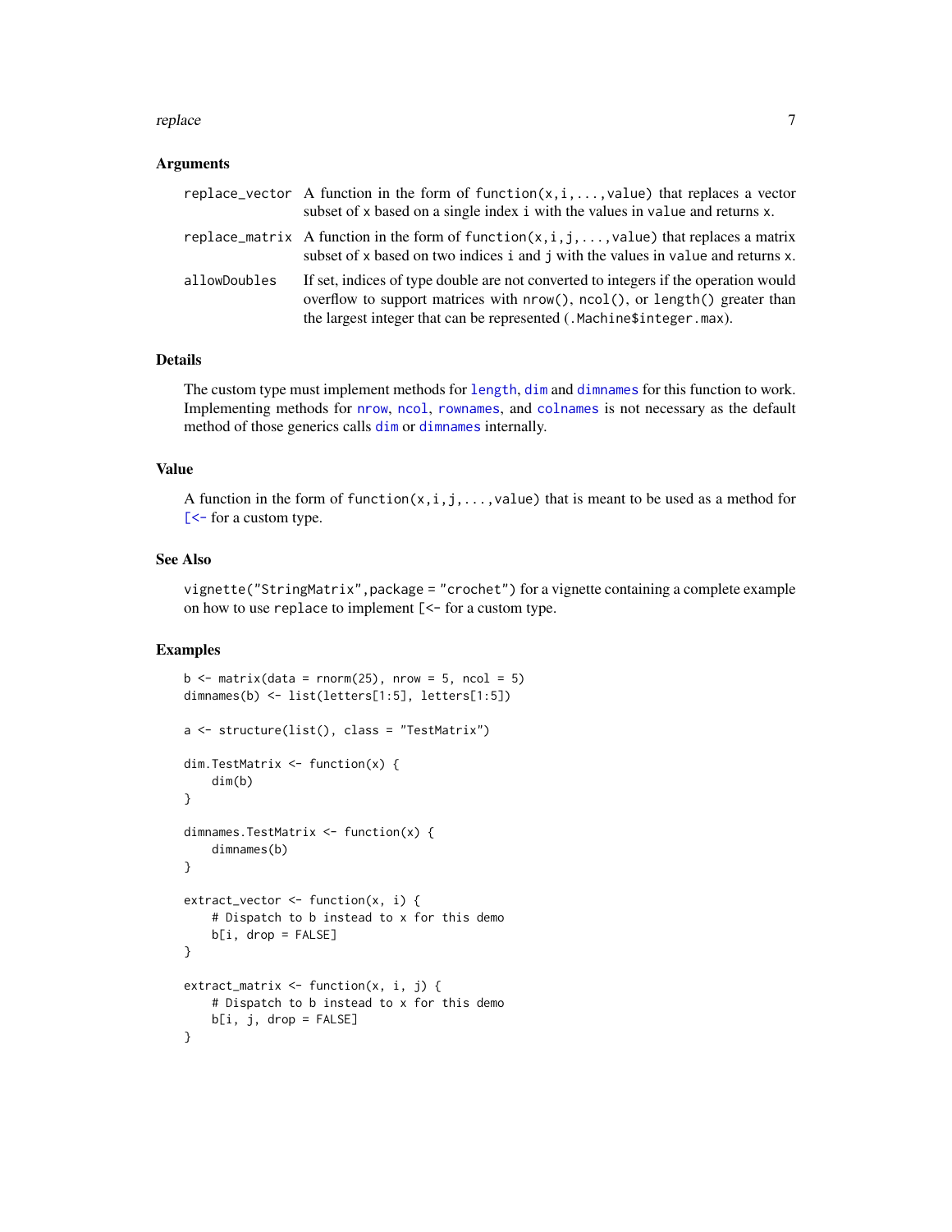## Arguments

- `replace_vector` — A function in the form of `function(x,i,...,value)` that replaces a vector subset of `x` based on a single index `i` with the values in `value` and returns `x`.
- `replace_matrix` — A function in the form of `function(x,i,j,...,value)` that replaces a matrix subset of `x` based on two indices `i` and `j` with the values in `value` and returns `x`.
- `allowDoubles` — If set, indices of type double are not converted to integers if the operation would overflow to support matrices with `nrow()`, `ncol()`, or `length()` greater than the largest integer that can be represented (`.Machine$integer.max`).

## Details

The custom type must implement methods for `length`, `dim` and `dimnames` for this function to work. Implementing methods for `nrow`, `ncol`, `rownames`, and `colnames` is not necessary as the default method of those generics calls `dim` or `dimnames` internally.

## Value

A function in the form of `function(x,i,j,...,value)` that is meant to be used as a method for `[<-` for a custom type.

## See Also

`vignette("StringMatrix",package = "crochet")` for a vignette containing a complete example on how to use `replace` to implement `[<-` for a custom type.

## Examples

```
b <- matrix(data = rnorm(25), nrow = 5, ncol = 5)
dimnames(b) <- list(letters[1:5], letters[1:5])

a <- structure(list(), class = "TestMatrix")

dim.TestMatrix <- function(x) {
    dim(b)
}

dimnames.TestMatrix <- function(x) {
    dimnames(b)
}

extract_vector <- function(x, i) {
    # Dispatch to b instead to x for this demo
    b[i, drop = FALSE]
}

extract_matrix <- function(x, i, j) {
    # Dispatch to b instead to x for this demo
    b[i, j, drop = FALSE]
}
```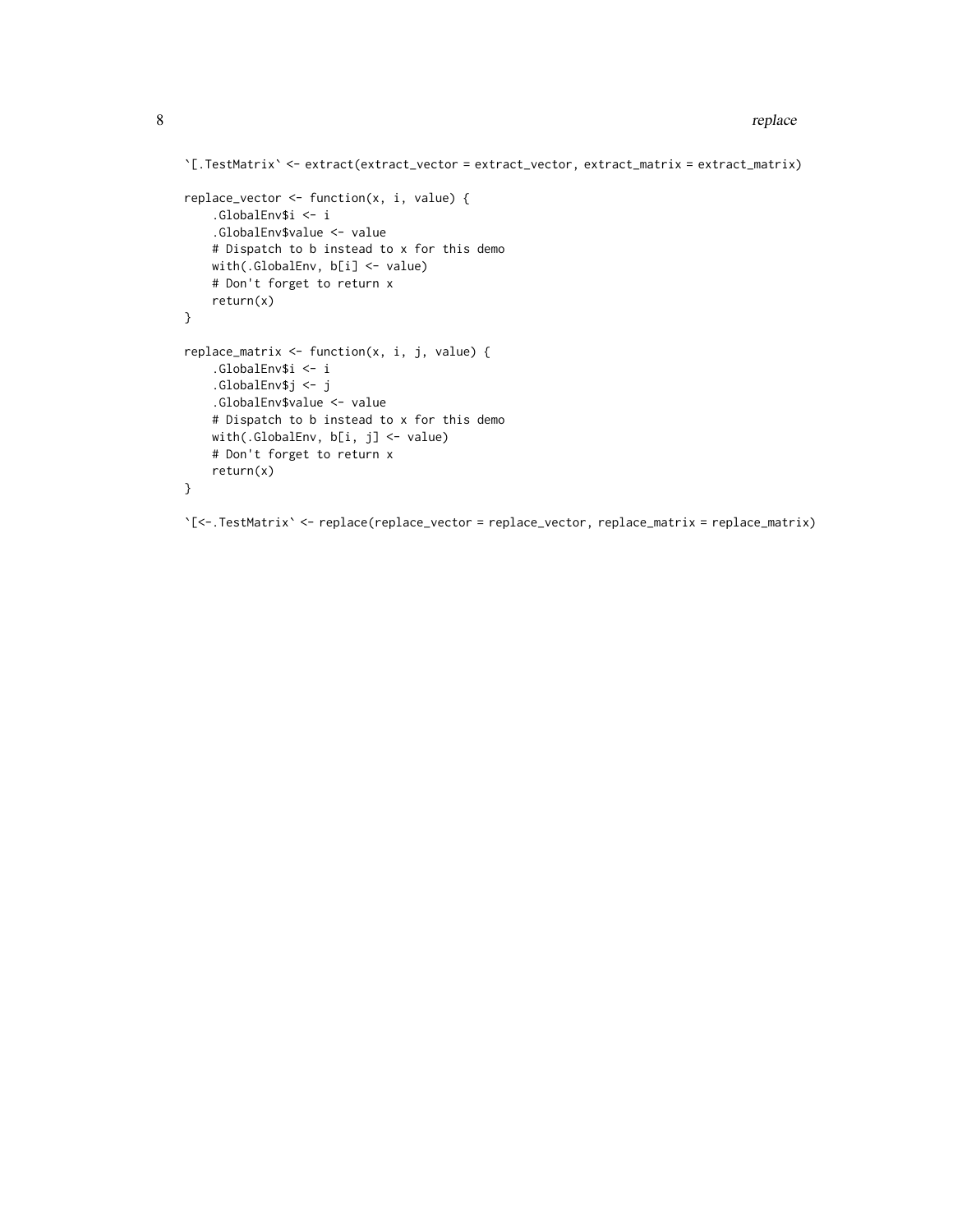```
`[.TestMatrix` <- extract(extract_vector = extract_vector, extract_matrix = extract_matrix)

replace_vector <- function(x, i, value) {
    .GlobalEnv$i <- i
    .GlobalEnv$value <- value
    # Dispatch to b instead to x for this demo
    with(.GlobalEnv, b[i] <- value)
    # Don't forget to return x
    return(x)
}

replace_matrix <- function(x, i, j, value) {
    .GlobalEnv$i <- i
    .GlobalEnv$j <- j
    .GlobalEnv$value <- value
    # Dispatch to b instead to x for this demo
    with(.GlobalEnv, b[i, j] <- value)
    # Don't forget to return x
    return(x)
}

`[<-.TestMatrix` <- replace(replace_vector = replace_vector, replace_matrix = replace_matrix)
```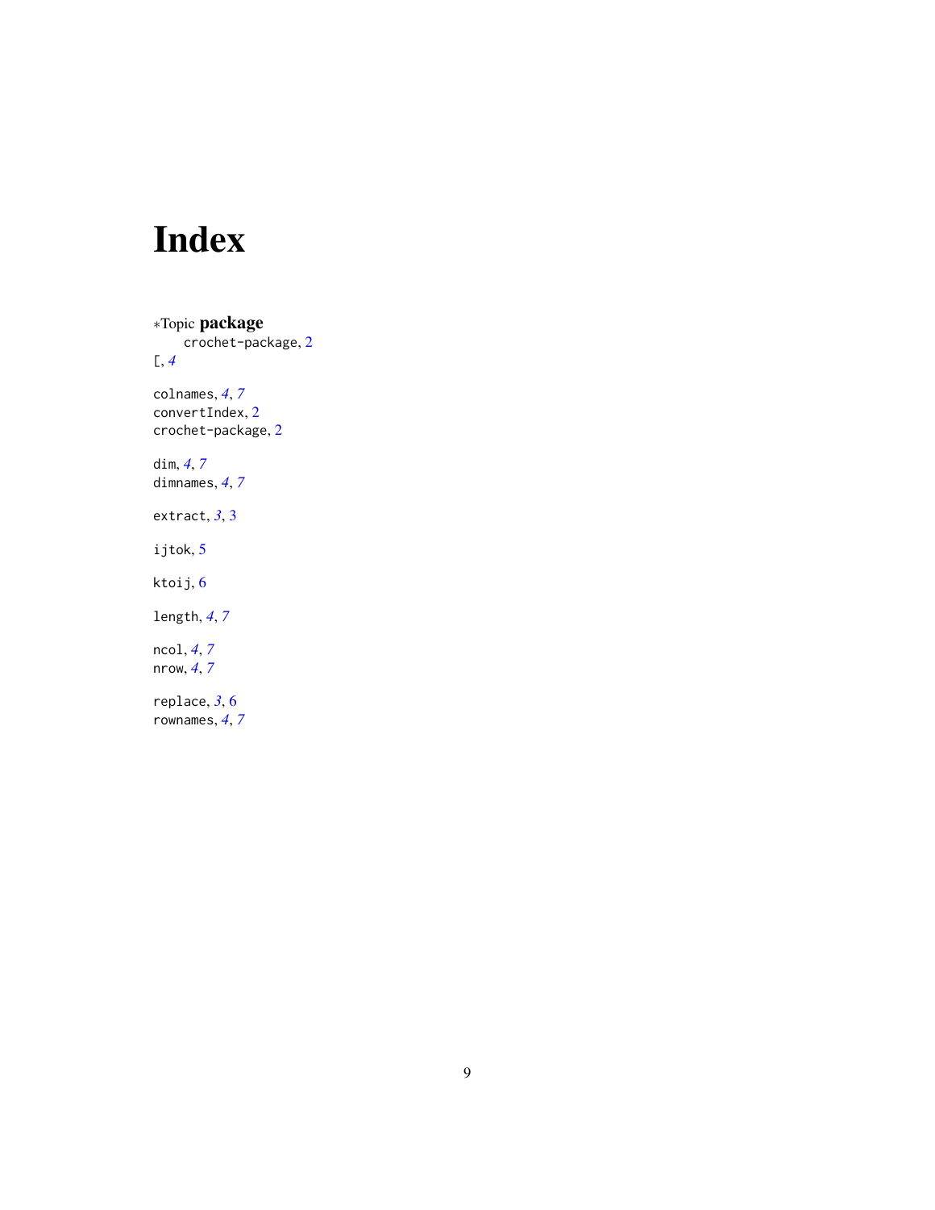# Index

*Topic **package**
    crochet-package, 2

[, *4*

colnames, *4*, *7*
convertIndex, 2
crochet-package, 2

dim, *4*, *7*
dimnames, *4*, *7*

extract, *3*, 3

ijtok, 5

ktoij, 6

length, *4*, *7*

ncol, *4*, *7*
nrow, *4*, *7*

replace, *3*, 6
rownames, *4*, *7*